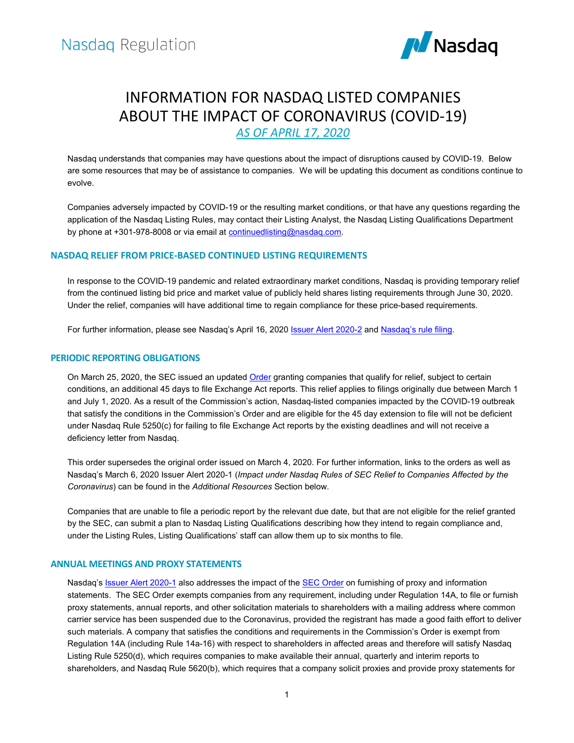# INFORMATION FOR NASDAQ LISTED COMPANIES ABOUT THE IMPACT OF CORONAVIRUS (COVID-19)

*AS OF APRIL 17, 2020*

Nasdaq understands that companies may have questions about the impact of disruptions caused by COVID-19. Below are some resources that may be of assistance to companies. We will be updating this document as conditions continue to evolve.

Companies adversely impacted by COVID-19 or the resulting market conditions, or that have any questions regarding the application of the Nasdaq Listing Rules, may contact their Listing Analyst, the Nasdaq Listing Qualifications Department by phone at +301-978-8008 or via email at continuedlisting@nasdaq.com.

## NASDAQ RELIEF FROM PRICE-BASED CONTINUED LISTING REQUIREMENTS

In response to the COVID-19 pandemic and related extraordinary market conditions, Nasdaq is providing temporary relief from the continued listing bid price and market value of publicly held shares listing requirements through June 30, 2020. Under the relief, companies will have additional time to regain compliance for these price-based requirements.

For further information, please see Nasdaq's April 16, 2020 Issuer Alert 2020-2 and Nasdaq's rule filing.

## PERIODIC REPORTING OBLIGATIONS

On March 25, 2020, the SEC issued an updated Order granting companies that qualify for relief, subject to certain conditions, an additional 45 days to file Exchange Act reports. This relief applies to filings originally due between March 1 and July 1, 2020. As a result of the Commission's action, Nasdaq-listed companies impacted by the COVID-19 outbreak that satisfy the conditions in the Commission's Order and are eligible for the 45 day extension to file will not be deficient under Nasdaq Rule 5250(c) for failing to file Exchange Act reports by the existing deadlines and will not receive a deficiency letter from Nasdaq.

This order supersedes the original order issued on March 4, 2020. For further information, links to the orders as well as Nasdaq's March 6, 2020 Issuer Alert 2020-1 (*Impact under Nasdaq Rules of SEC Relief to Companies Affected by the Coronavirus*) can be found in the *Additional Resources* Section below.

Companies that are unable to file a periodic report by the relevant due date, but that are not eligible for the relief granted by the SEC, can submit a plan to Nasdaq Listing Qualifications describing how they intend to regain compliance and, under the Listing Rules, Listing Qualifications' staff can allow them up to six months to file.

## ANNUAL MEETINGS AND PROXY STATEMENTS

Nasdaq's Issuer Alert 2020-1 also addresses the impact of the SEC Order on furnishing of proxy and information statements. The SEC Order exempts companies from any requirement, including under Regulation 14A, to file or furnish proxy statements, annual reports, and other solicitation materials to shareholders with a mailing address where common carrier service has been suspended due to the Coronavirus, provided the registrant has made a good faith effort to deliver such materials. A company that satisfies the conditions and requirements in the Commission's Order is exempt from Regulation 14A (including Rule 14a-16) with respect to shareholders in affected areas and therefore will satisfy Nasdaq Listing Rule 5250(d), which requires companies to make available their annual, quarterly and interim reports to shareholders, and Nasdaq Rule 5620(b), which requires that a company solicit proxies and provide proxy statements for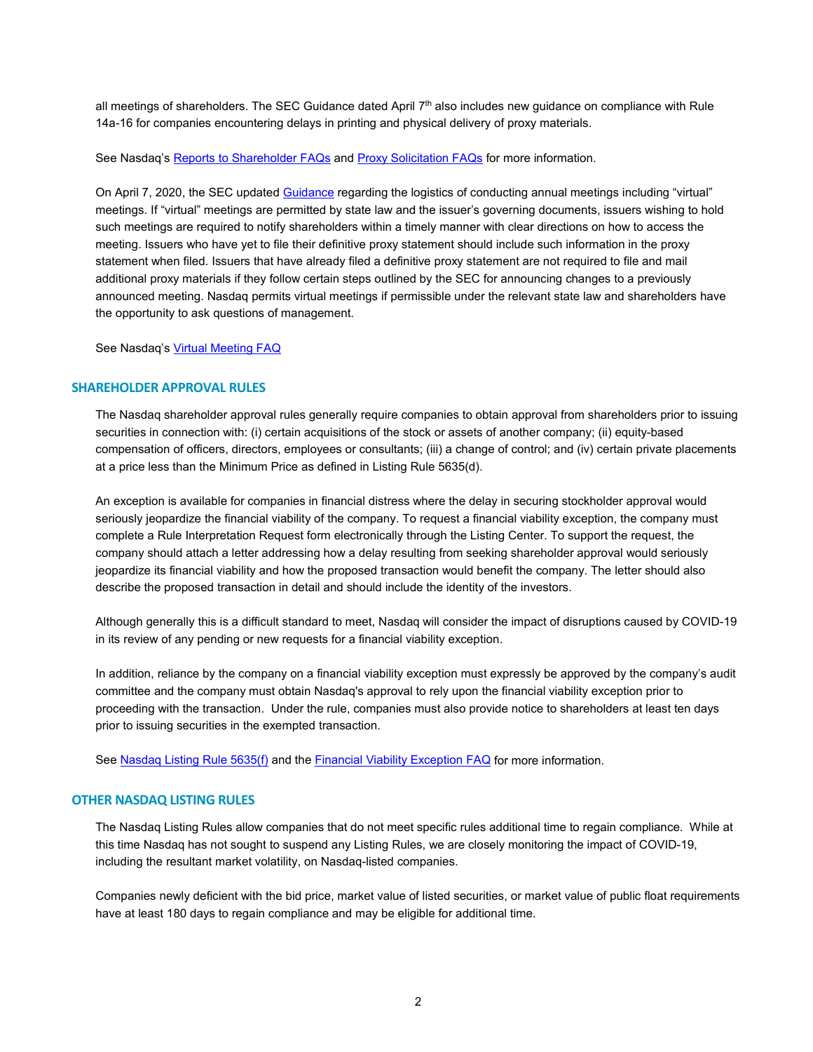all meetings of shareholders. The SEC Guidance dated April 7th also includes new guidance on compliance with Rule 14a-16 for companies encountering delays in printing and physical delivery of proxy materials.

See Nasdaq's Reports to Shareholder FAQs and Proxy Solicitation FAQs for more information.

On April 7, 2020, the SEC updated Guidance regarding the logistics of conducting annual meetings including "virtual" meetings. If "virtual" meetings are permitted by state law and the issuer's governing documents, issuers wishing to hold such meetings are required to notify shareholders within a timely manner with clear directions on how to access the meeting. Issuers who have yet to file their definitive proxy statement should include such information in the proxy statement when filed. Issuers that have already filed a definitive proxy statement are not required to file and mail additional proxy materials if they follow certain steps outlined by the SEC for announcing changes to a previously announced meeting. Nasdaq permits virtual meetings if permissible under the relevant state law and shareholders have the opportunity to ask questions of management.

See Nasdaq's Virtual Meeting FAQ

## SHAREHOLDER APPROVAL RULES

The Nasdaq shareholder approval rules generally require companies to obtain approval from shareholders prior to issuing securities in connection with: (i) certain acquisitions of the stock or assets of another company; (ii) equity-based compensation of officers, directors, employees or consultants; (iii) a change of control; and (iv) certain private placements at a price less than the Minimum Price as defined in Listing Rule 5635(d).

An exception is available for companies in financial distress where the delay in securing stockholder approval would seriously jeopardize the financial viability of the company. To request a financial viability exception, the company must complete a Rule Interpretation Request form electronically through the Listing Center. To support the request, the company should attach a letter addressing how a delay resulting from seeking shareholder approval would seriously jeopardize its financial viability and how the proposed transaction would benefit the company. The letter should also describe the proposed transaction in detail and should include the identity of the investors.

Although generally this is a difficult standard to meet, Nasdaq will consider the impact of disruptions caused by COVID-19 in its review of any pending or new requests for a financial viability exception.

In addition, reliance by the company on a financial viability exception must expressly be approved by the company's audit committee and the company must obtain Nasdaq's approval to rely upon the financial viability exception prior to proceeding with the transaction. Under the rule, companies must also provide notice to shareholders at least ten days prior to issuing securities in the exempted transaction.

See Nasdaq Listing Rule 5635(f) and the Financial Viability Exception FAQ for more information.

## OTHER NASDAQ LISTING RULES

The Nasdaq Listing Rules allow companies that do not meet specific rules additional time to regain compliance. While at this time Nasdaq has not sought to suspend any Listing Rules, we are closely monitoring the impact of COVID-19, including the resultant market volatility, on Nasdaq-listed companies.

Companies newly deficient with the bid price, market value of listed securities, or market value of public float requirements have at least 180 days to regain compliance and may be eligible for additional time.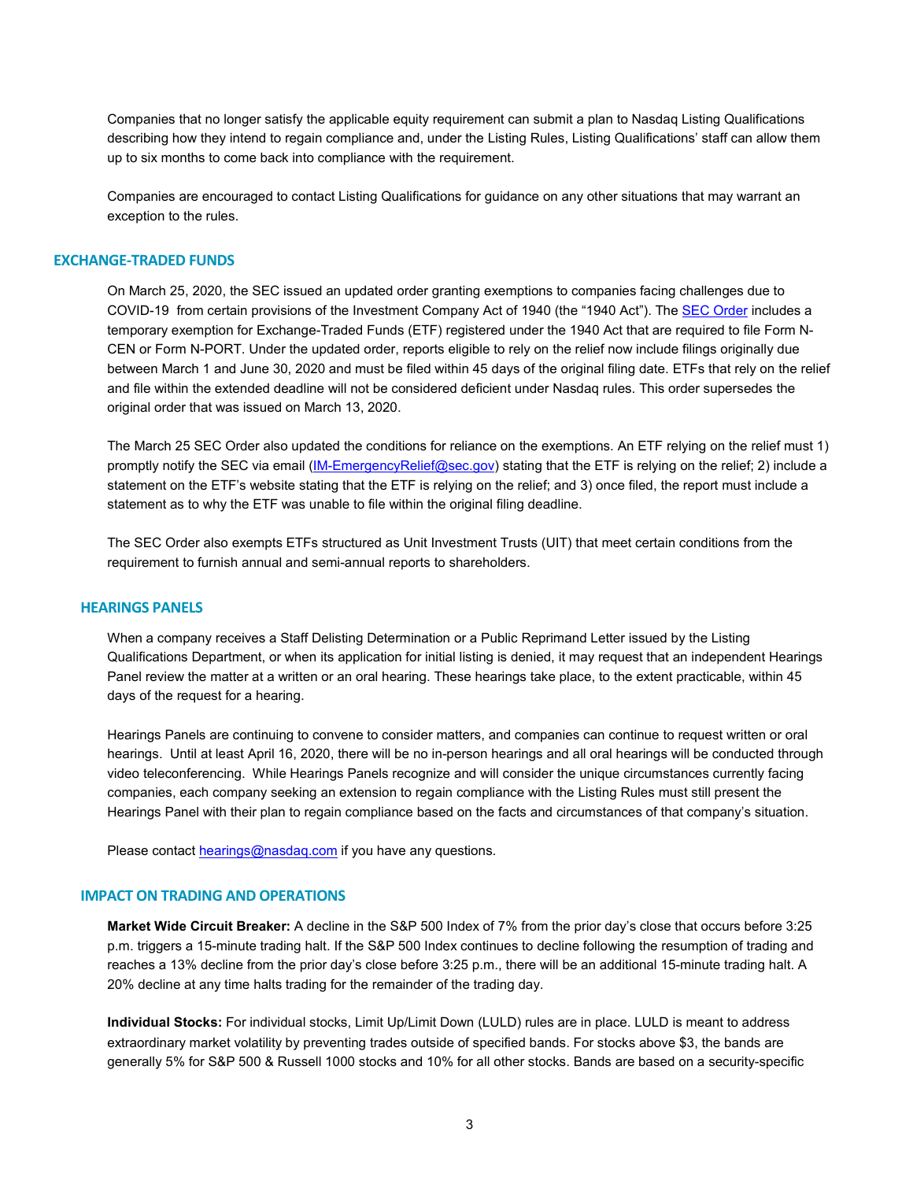Companies that no longer satisfy the applicable equity requirement can submit a plan to Nasdaq Listing Qualifications describing how they intend to regain compliance and, under the Listing Rules, Listing Qualifications' staff can allow them up to six months to come back into compliance with the requirement.

Companies are encouraged to contact Listing Qualifications for guidance on any other situations that may warrant an exception to the rules.

## EXCHANGE-TRADED FUNDS

On March 25, 2020, the SEC issued an updated order granting exemptions to companies facing challenges due to COVID-19 from certain provisions of the Investment Company Act of 1940 (the "1940 Act"). The [SEC Order] includes a temporary exemption for Exchange-Traded Funds (ETF) registered under the 1940 Act that are required to file Form N-CEN or Form N-PORT. Under the updated order, reports eligible to rely on the relief now include filings originally due between March 1 and June 30, 2020 and must be filed within 45 days of the original filing date. ETFs that rely on the relief and file within the extended deadline will not be considered deficient under Nasdaq rules. This order supersedes the original order that was issued on March 13, 2020.

The March 25 SEC Order also updated the conditions for reliance on the exemptions. An ETF relying on the relief must 1) promptly notify the SEC via email (IM-EmergencyRelief@sec.gov) stating that the ETF is relying on the relief; 2) include a statement on the ETF's website stating that the ETF is relying on the relief; and 3) once filed, the report must include a statement as to why the ETF was unable to file within the original filing deadline.

The SEC Order also exempts ETFs structured as Unit Investment Trusts (UIT) that meet certain conditions from the requirement to furnish annual and semi-annual reports to shareholders.

## HEARINGS PANELS

When a company receives a Staff Delisting Determination or a Public Reprimand Letter issued by the Listing Qualifications Department, or when its application for initial listing is denied, it may request that an independent Hearings Panel review the matter at a written or an oral hearing. These hearings take place, to the extent practicable, within 45 days of the request for a hearing.

Hearings Panels are continuing to convene to consider matters, and companies can continue to request written or oral hearings. Until at least April 16, 2020, there will be no in-person hearings and all oral hearings will be conducted through video teleconferencing. While Hearings Panels recognize and will consider the unique circumstances currently facing companies, each company seeking an extension to regain compliance with the Listing Rules must still present the Hearings Panel with their plan to regain compliance based on the facts and circumstances of that company's situation.

Please contact hearings@nasdaq.com if you have any questions.

## IMPACT ON TRADING AND OPERATIONS

**Market Wide Circuit Breaker:** A decline in the S&P 500 Index of 7% from the prior day's close that occurs before 3:25 p.m. triggers a 15-minute trading halt. If the S&P 500 Index continues to decline following the resumption of trading and reaches a 13% decline from the prior day's close before 3:25 p.m., there will be an additional 15-minute trading halt. A 20% decline at any time halts trading for the remainder of the trading day.

**Individual Stocks:** For individual stocks, Limit Up/Limit Down (LULD) rules are in place. LULD is meant to address extraordinary market volatility by preventing trades outside of specified bands. For stocks above $3, the bands are generally 5% for S&P 500 & Russell 1000 stocks and 10% for all other stocks. Bands are based on a security-specific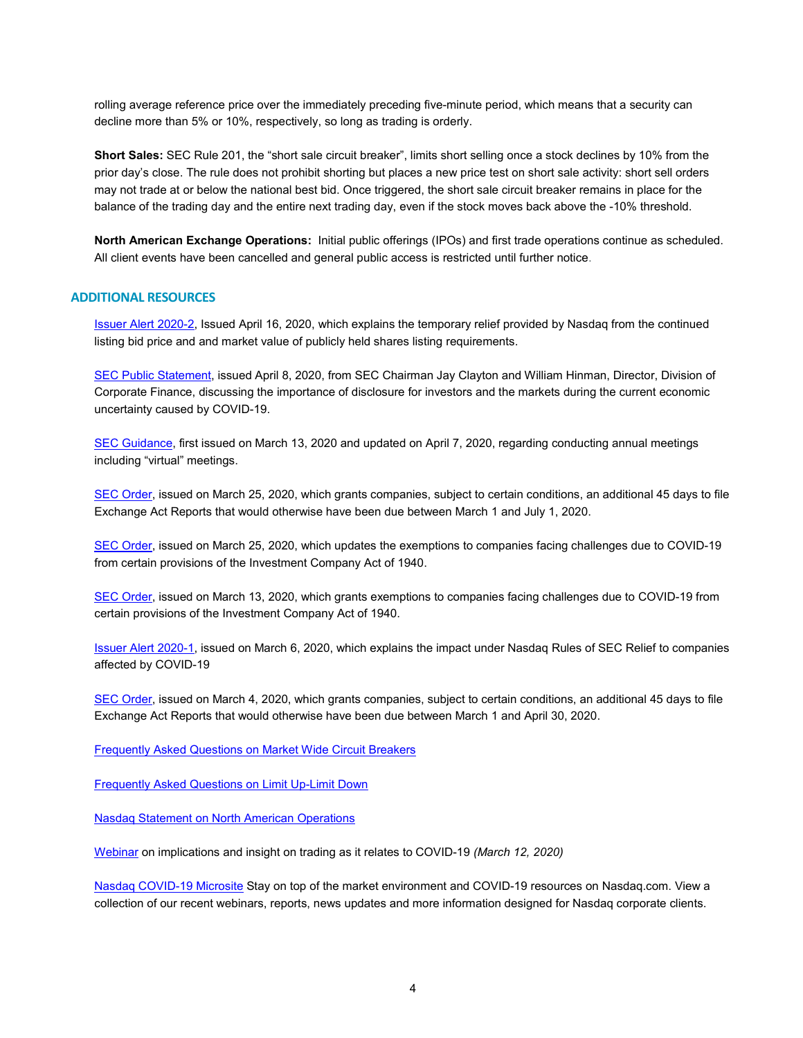rolling average reference price over the immediately preceding five-minute period, which means that a security can decline more than 5% or 10%, respectively, so long as trading is orderly.

**Short Sales:** SEC Rule 201, the "short sale circuit breaker", limits short selling once a stock declines by 10% from the prior day's close. The rule does not prohibit shorting but places a new price test on short sale activity: short sell orders may not trade at or below the national best bid. Once triggered, the short sale circuit breaker remains in place for the balance of the trading day and the entire next trading day, even if the stock moves back above the -10% threshold.

**North American Exchange Operations:** Initial public offerings (IPOs) and first trade operations continue as scheduled. All client events have been cancelled and general public access is restricted until further notice.

## ADDITIONAL RESOURCES

Issuer Alert 2020-2, Issued April 16, 2020, which explains the temporary relief provided by Nasdaq from the continued listing bid price and and market value of publicly held shares listing requirements.

SEC Public Statement, issued April 8, 2020, from SEC Chairman Jay Clayton and William Hinman, Director, Division of Corporate Finance, discussing the importance of disclosure for investors and the markets during the current economic uncertainty caused by COVID-19.

SEC Guidance, first issued on March 13, 2020 and updated on April 7, 2020, regarding conducting annual meetings including "virtual" meetings.

SEC Order, issued on March 25, 2020, which grants companies, subject to certain conditions, an additional 45 days to file Exchange Act Reports that would otherwise have been due between March 1 and July 1, 2020.

SEC Order, issued on March 25, 2020, which updates the exemptions to companies facing challenges due to COVID-19 from certain provisions of the Investment Company Act of 1940.

SEC Order, issued on March 13, 2020, which grants exemptions to companies facing challenges due to COVID-19 from certain provisions of the Investment Company Act of 1940.

Issuer Alert 2020-1, issued on March 6, 2020, which explains the impact under Nasdaq Rules of SEC Relief to companies affected by COVID-19

SEC Order, issued on March 4, 2020, which grants companies, subject to certain conditions, an additional 45 days to file Exchange Act Reports that would otherwise have been due between March 1 and April 30, 2020.

Frequently Asked Questions on Market Wide Circuit Breakers

Frequently Asked Questions on Limit Up-Limit Down

Nasdaq Statement on North American Operations

Webinar on implications and insight on trading as it relates to COVID-19 *(March 12, 2020)*

Nasdaq COVID-19 Microsite Stay on top of the market environment and COVID-19 resources on Nasdaq.com. View a collection of our recent webinars, reports, news updates and more information designed for Nasdaq corporate clients.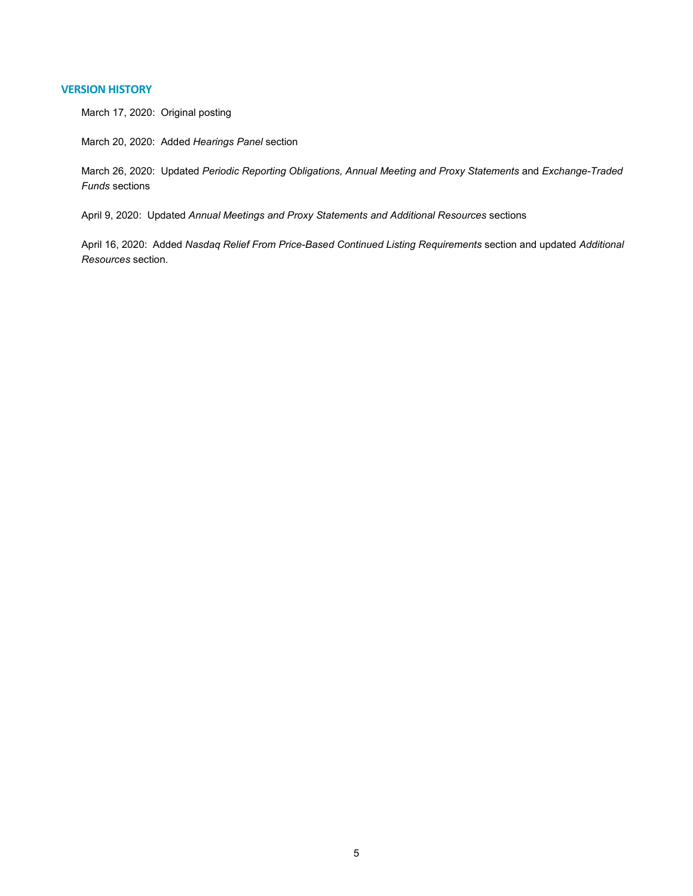## VERSION HISTORY

March 17, 2020: Original posting

March 20, 2020: Added *Hearings Panel* section

March 26, 2020: Updated *Periodic Reporting Obligations, Annual Meeting and Proxy Statements* and *Exchange-Traded Funds* sections

April 9, 2020: Updated *Annual Meetings and Proxy Statements and Additional Resources* sections

April 16, 2020: Added *Nasdaq Relief From Price-Based Continued Listing Requirements* section and updated *Additional Resources* section.